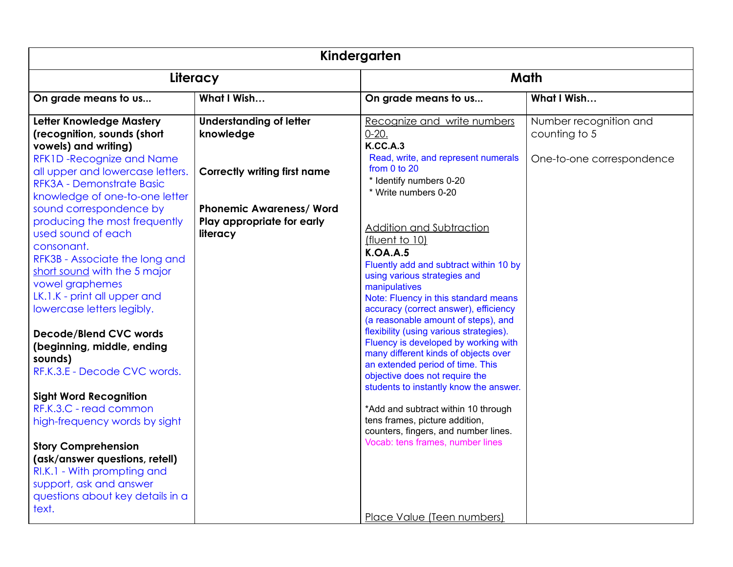<table>
<tr><th colspan="4">Kindergarten</th></tr>
<tr><th colspan="2">Literacy</th><th colspan="2">Math</th></tr>
<tr><td><b>On grade means to us...</b></td><td><b>What I Wish…</b></td><td><b>On grade means to us...</b></td><td><b>What I Wish…</b></td></tr>
<tr>
<td><b>Letter Knowledge Mastery (recognition, sounds (short vowels) and writing)</b><br>RFK1D -Recognize and Name all upper and lowercase letters.<br>RFK3A - Demonstrate Basic knowledge of one-to-one letter sound correspondence by producing the most frequently used sound of each consonant.<br>RFK3B - Associate the long and <u>short sound</u> with the 5 major vowel graphemes<br>LK.1.K - print all upper and lowercase letters legibly.<br><br><b>Decode/Blend CVC words (beginning, middle, ending sounds)</b><br>RF.K.3.E - Decode CVC words.<br><br><b>Sight Word Recognition</b><br>RF.K.3.C - read common high-frequency words by sight<br><br><b>Story Comprehension (ask/answer questions, retell)</b><br>RI.K.1 - With prompting and support, ask and answer questions about key details in a text.</td>
<td><b>Understanding of letter knowledge</b><br><br><b>Correctly writing first name</b><br><br><b>Phonemic Awareness/ Word Play appropriate for early literacy</b></td>
<td><u>Recognize and write numbers 0-20.</u><br><b>K.CC.A.3</b><br>Read, write, and represent numerals from 0 to 20<br>* Identify numbers 0-20<br>* Write numbers 0-20<br><br><u>Addition and Subtraction (fluent to 10)</u><br><b>K.OA.A.5</b><br>Fluently add and subtract within 10 by using various strategies and manipulatives<br>Note: Fluency in this standard means accuracy (correct answer), efficiency (a reasonable amount of steps), and flexibility (using various strategies). Fluency is developed by working with many different kinds of objects over an extended period of time. This objective does not require the students to instantly know the answer.<br><br>*Add and subtract within 10 through tens frames, picture addition, counters, fingers, and number lines.<br>Vocab: tens frames, number lines<br><br><u>Place Value (Teen numbers)</u></td>
<td>Number recognition and counting to 5<br><br>One-to-one correspondence</td>
</tr>
</table>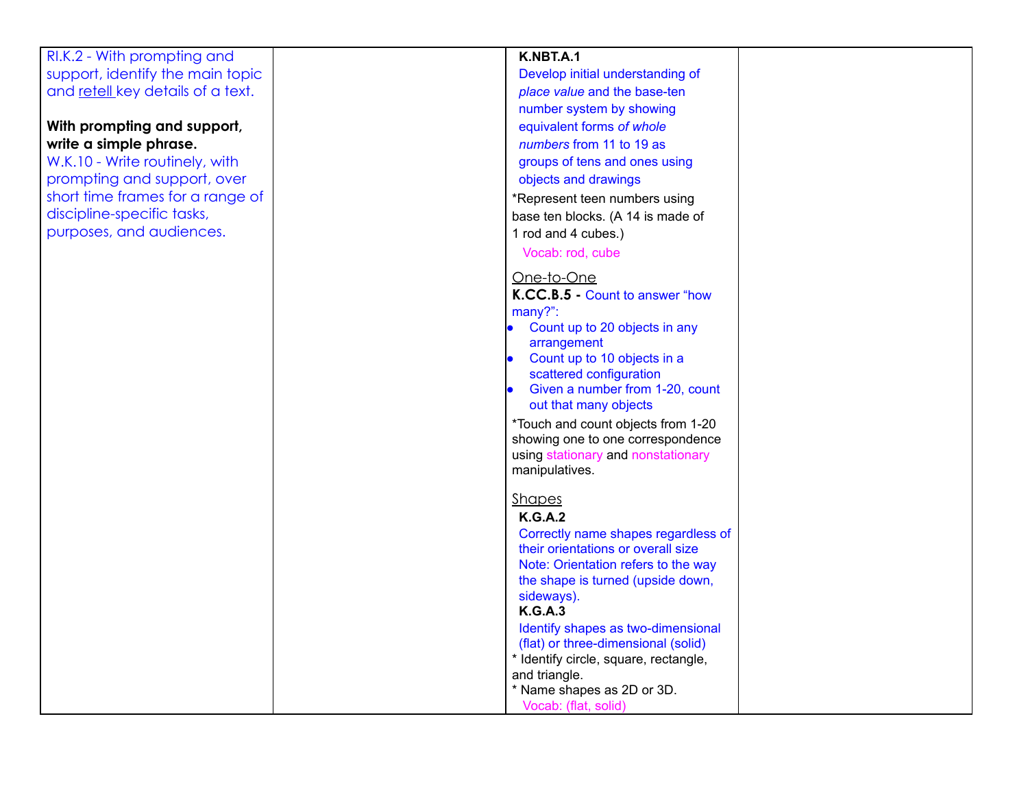| | | | |
|---|---|---|---|
| RI.K.2 - With prompting and support, identify the main topic and retell key details of a text.<br><br>**With prompting and support, write a simple phrase.**<br>W.K.10 - Write routinely, with prompting and support, over short time frames for a range of discipline-specific tasks, purposes, and audiences. | | **K.NBT.A.1**<br>Develop initial understanding of *place value* and the base-ten number system by showing equivalent forms *of whole numbers* from 11 to 19 as groups of tens and ones using objects and drawings<br>*Represent teen numbers using base ten blocks. (A 14 is made of 1 rod and 4 cubes.)<br>Vocab: rod, cube<br><br>One-to-One<br>**K.CC.B.5 -** Count to answer "how many?":<br>• Count up to 20 objects in any arrangement<br>• Count up to 10 objects in a scattered configuration<br>• Given a number from 1-20, count out that many objects<br>*Touch and count objects from 1-20 showing one to one correspondence using stationary and nonstationary manipulatives.<br><br>Shapes<br>**K.G.A.2**<br>Correctly name shapes regardless of their orientations or overall size<br>Note: Orientation refers to the way the shape is turned (upside down, sideways).<br>**K.G.A.3**<br>Identify shapes as two-dimensional (flat) or three-dimensional (solid)<br>* Identify circle, square, rectangle, and triangle.<br>* Name shapes as 2D or 3D.<br>Vocab: (flat, solid) | |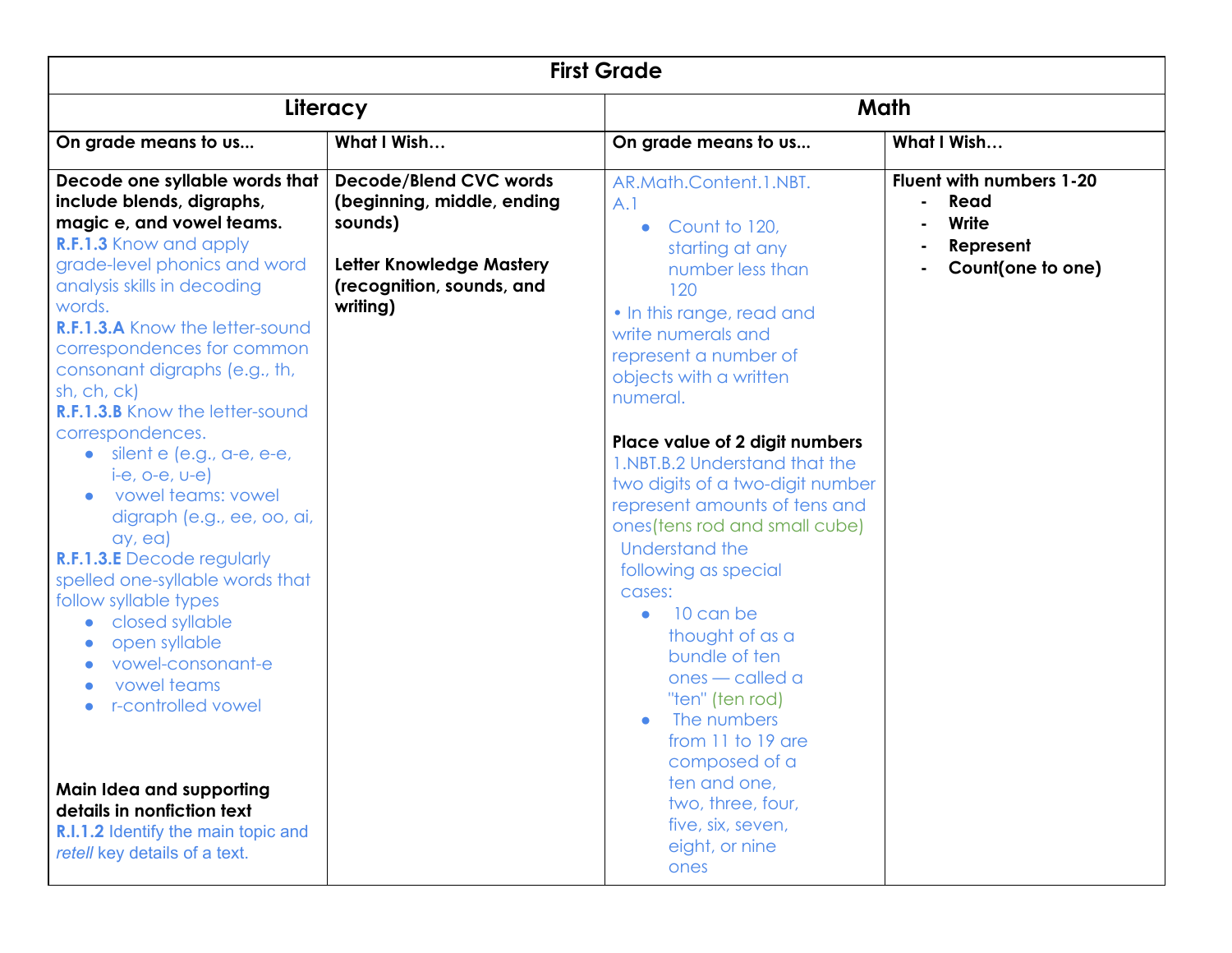| First Grade | | | |
|---|---|---|---|
| **Literacy** | | **Math** | |
| **On grade means to us...** | **What I Wish…** | **On grade means to us...** | **What I Wish…** |
| **Decode one syllable words that include blends, digraphs, magic e, and vowel teams.**<br>**R.F.1.3** Know and apply grade-level phonics and word analysis skills in decoding words.<br>**R.F.1.3.A** Know the letter-sound correspondences for common consonant digraphs (e.g., th, sh, ch, ck)<br>**R.F.1.3.B** Know the letter-sound correspondences.<br>• silent e (e.g., a-e, e-e, i-e, o-e, u-e)<br>• vowel teams: vowel digraph (e.g., ee, oo, ai, ay, ea)<br>**R.F.1.3.E** Decode regularly spelled one-syllable words that follow syllable types<br>• closed syllable<br>• open syllable<br>• vowel-consonant-e<br>• vowel teams<br>• r-controlled vowel<br><br>**Main Idea and supporting details in nonfiction text**<br>**R.I.1.2** Identify the main topic and *retell* key details of a text. | **Decode/Blend CVC words (beginning, middle, ending sounds)**<br><br>**Letter Knowledge Mastery (recognition, sounds, and writing)** | AR.Math.Content.1.NBT.A.1<br>• Count to 120, starting at any number less than 120<br>• In this range, read and write numerals and represent a number of objects with a written numeral.<br><br>**Place value of 2 digit numbers**<br>1.NBT.B.2 Understand that the two digits of a two-digit number represent amounts of tens and ones(tens rod and small cube)<br>Understand the following as special cases:<br>• 10 can be thought of as a bundle of ten ones — called a "ten" (ten rod)<br>• The numbers from 11 to 19 are composed of a ten and one, two, three, four, five, six, seven, eight, or nine ones | **Fluent with numbers 1-20**<br>- **Read**<br>- **Write**<br>- **Represent**<br>- **Count(one to one)** |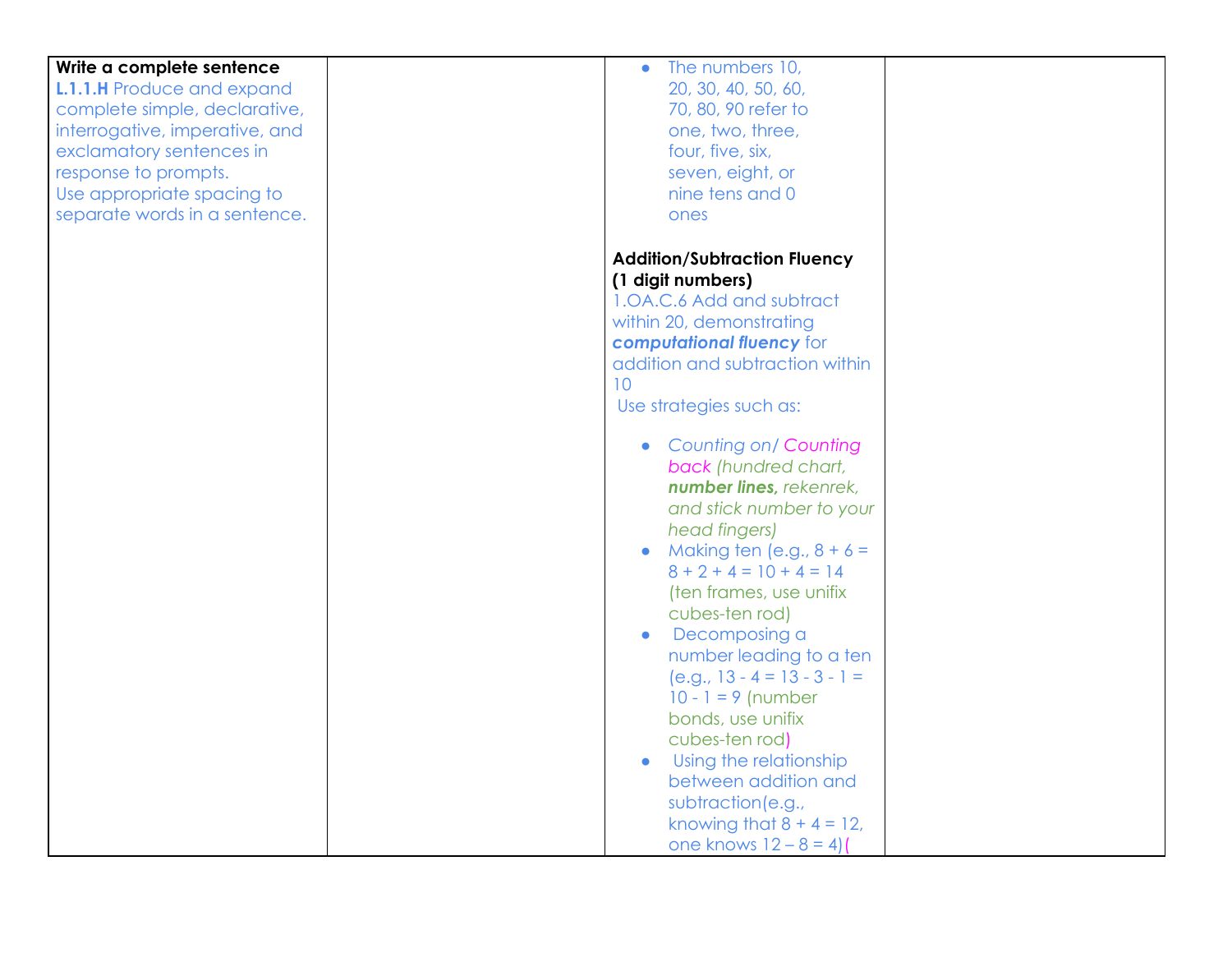| | | | |
|---|---|---|---|
| **Write a complete sentence**<br>**L.1.1.H** Produce and expand complete simple, declarative, interrogative, imperative, and exclamatory sentences in response to prompts.<br>Use appropriate spacing to separate words in a sentence. | | • The numbers 10, 20, 30, 40, 50, 60, 70, 80, 90 refer to one, two, three, four, five, six, seven, eight, or nine tens and 0 ones<br><br>**Addition/Subtraction Fluency (1 digit numbers)**<br>1.OA.C.6 Add and subtract within 20, demonstrating ***computational fluency*** for addition and subtraction within 10<br>Use strategies such as:<br>• *Counting on/ Counting back (hundred chart, **number lines,** rekenrek, and stick number to your head fingers)*<br>• Making ten (e.g., 8 + 6 = 8 + 2 + 4 = 10 + 4 = 14 (ten frames, use unifix cubes-ten rod)<br>• Decomposing a number leading to a ten (e.g., 13 - 4 = 13 - 3 - 1 = 10 - 1 = 9 (number bonds, use unifix cubes-ten rod)<br>• Using the relationship between addition and subtraction(e.g., knowing that 8 + 4 = 12, one knows 12 – 8 = 4)( | |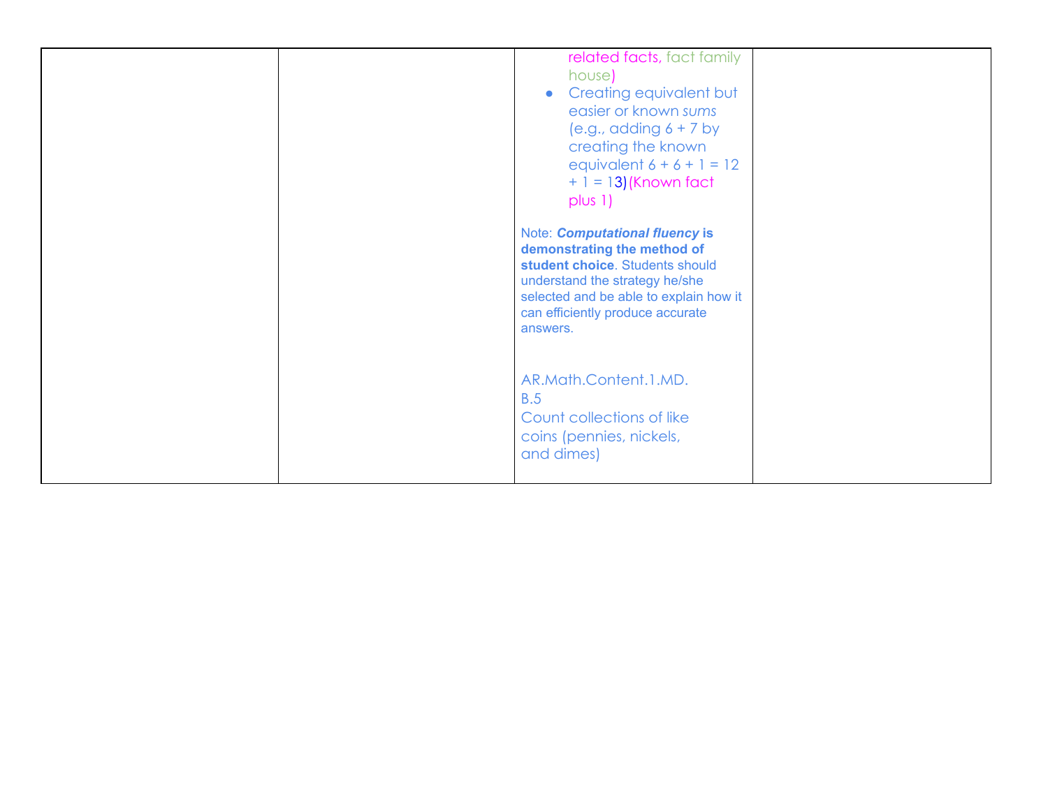| | | | |
|---|---|---|---|
| | | related facts, fact family house)<br>• Creating equivalent but easier or known *sums* (e.g., adding 6 + 7 by creating the known equivalent 6 + 6 + 1 = 12 + 1 = 13) (Known fact plus 1)<br><br>Note: ***Computational fluency* is demonstrating the method of student choice**. Students should understand the strategy he/she selected and be able to explain how it can efficiently produce accurate answers.<br><br>AR.Math.Content.1.MD.B.5<br>Count collections of like coins (pennies, nickels, and dimes) | |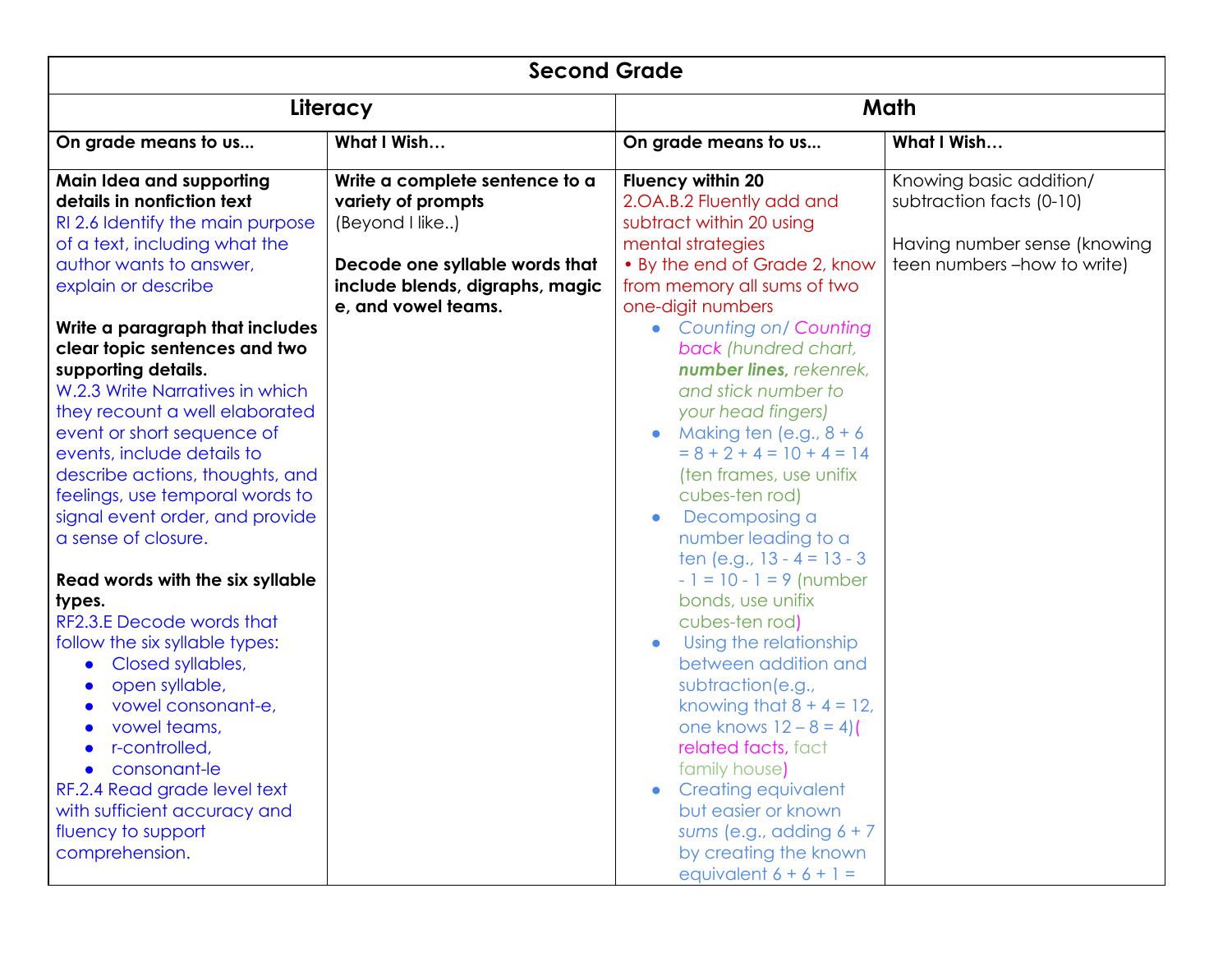| Second Grade | | | |
|---|---|---|---|
| **Literacy** | | **Math** | |
| **On grade means to us...** | **What I Wish…** | **On grade means to us...** | **What I Wish…** |
| **Main Idea and supporting details in nonfiction text**<br>RI 2.6 Identify the main purpose of a text, including what the author wants to answer, explain or describe<br><br>**Write a paragraph that includes clear topic sentences and two supporting details.**<br>W.2.3 Write Narratives in which they recount a well elaborated event or short sequence of events, include details to describe actions, thoughts, and feelings, use temporal words to signal event order, and provide a sense of closure.<br><br>**Read words with the six syllable types.**<br>RF2.3.E Decode words that follow the six syllable types:<br>• Closed syllables,<br>• open syllable,<br>• vowel consonant-e,<br>• vowel teams,<br>• r-controlled,<br>• consonant-le<br>RF.2.4 Read grade level text with sufficient accuracy and fluency to support comprehension. | **Write a complete sentence to a variety of prompts**<br>(Beyond I like..)<br><br>**Decode one syllable words that include blends, digraphs, magic e, and vowel teams.** | **Fluency within 20**<br>2.OA.B.2 Fluently add and subtract within 20 using mental strategies<br>• By the end of Grade 2, know from memory all sums of two one-digit numbers<br>• *Counting on/ Counting back (hundred chart, **number lines,** rekenrek, and stick number to your head fingers)*<br>• Making ten (e.g., 8 + 6 = 8 + 2 + 4 = 10 + 4 = 14 (ten frames, use unifix cubes-ten rod)<br>• Decomposing a number leading to a ten (e.g., 13 - 4 = 13 - 3 - 1 = 10 - 1 = 9 (number bonds, use unifix cubes-ten rod)<br>• Using the relationship between addition and subtraction(e.g., knowing that 8 + 4 = 12, one knows 12 – 8 = 4)( related facts, fact family house)<br>• Creating equivalent but easier or known *sums* (e.g., adding 6 + 7 by creating the known equivalent 6 + 6 + 1 = | Knowing basic addition/ subtraction facts (0-10)<br><br>Having number sense (knowing teen numbers –how to write) |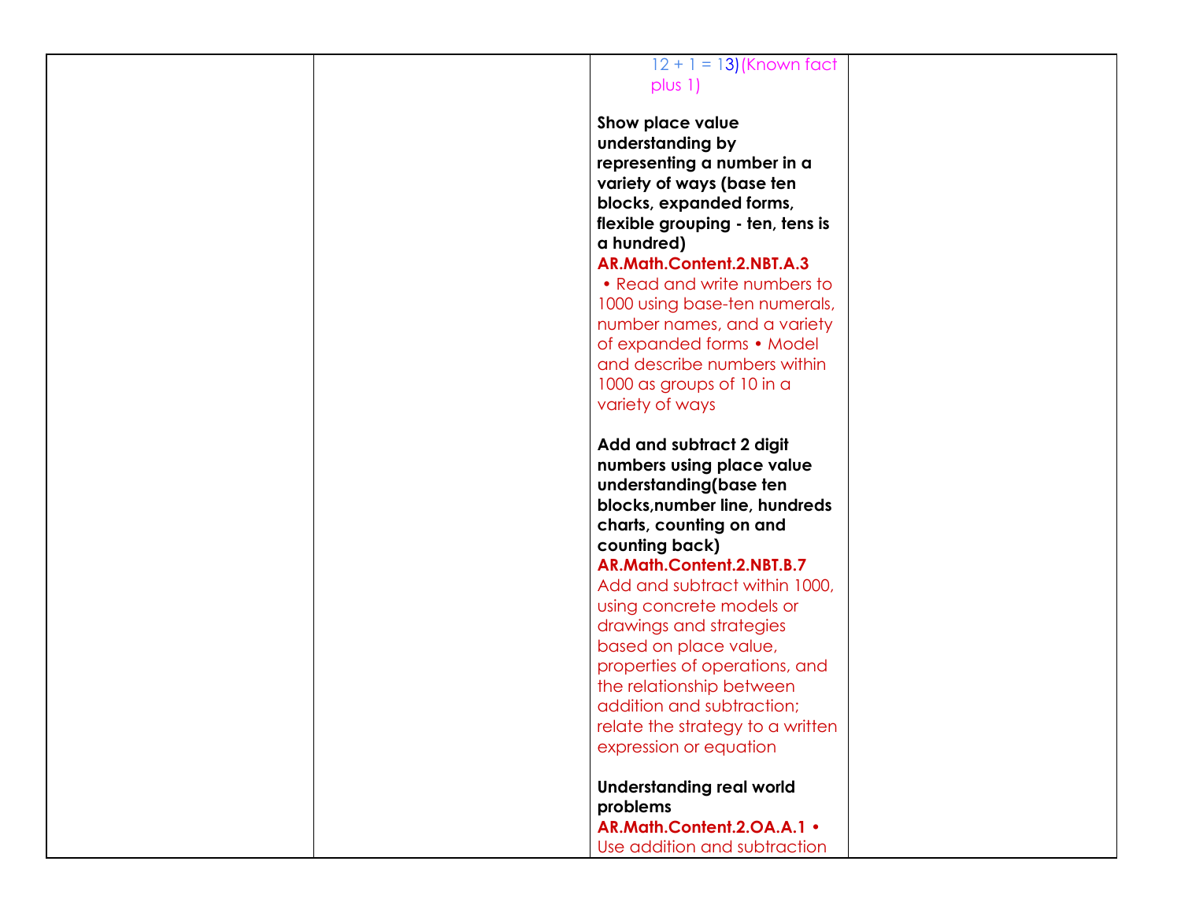|  |  |  |  |
|---|---|---|---|
|  |  | 12 + 1 = 13) (Known fact plus 1)<br><br>**Show place value understanding by representing a number in a variety of ways (base ten blocks, expanded forms, flexible grouping - ten, tens is a hundred)**<br>**AR.Math.Content.2.NBT.A.3**<br>• Read and write numbers to 1000 using base-ten numerals, number names, and a variety of expanded forms • Model and describe numbers within 1000 as groups of 10 in a variety of ways<br><br>**Add and subtract 2 digit numbers using place value understanding(base ten blocks,number line, hundreds charts, counting on and counting back)**<br>**AR.Math.Content.2.NBT.B.7**<br>Add and subtract within 1000, using concrete models or drawings and strategies based on place value, properties of operations, and the relationship between addition and subtraction; relate the strategy to a written expression or equation<br><br>**Understanding real world problems**<br>**AR.Math.Content.2.OA.A.1 •**<br>Use addition and subtraction |  |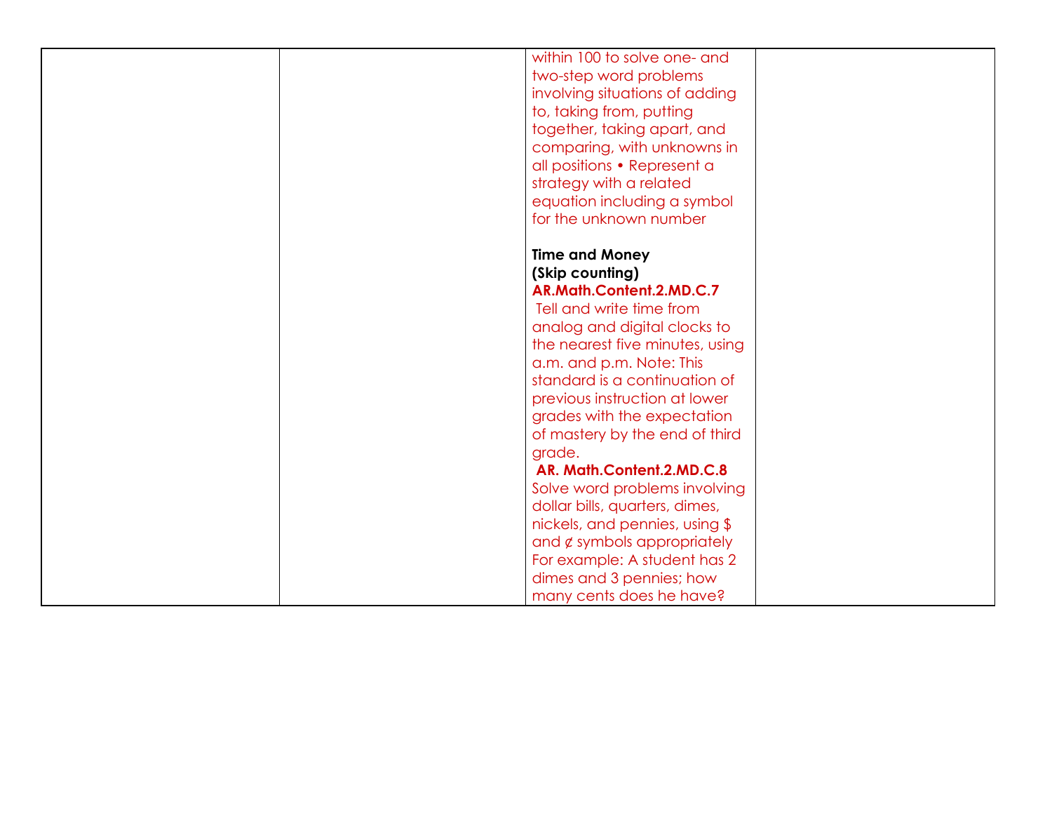|  |  |  |  |
|---|---|---|---|
|  |  | within 100 to solve one- and two-step word problems involving situations of adding to, taking from, putting together, taking apart, and comparing, with unknowns in all positions • Represent a strategy with a related equation including a symbol for the unknown number<br><br>**Time and Money (Skip counting)**<br>**AR.Math.Content.2.MD.C.7**<br>Tell and write time from analog and digital clocks to the nearest five minutes, using a.m. and p.m. Note: This standard is a continuation of previous instruction at lower grades with the expectation of mastery by the end of third grade.<br>**AR. Math.Content.2.MD.C.8**<br>Solve word problems involving dollar bills, quarters, dimes, nickels, and pennies, using $ and ¢ symbols appropriately For example: A student has 2 dimes and 3 pennies; how many cents does he have? |  |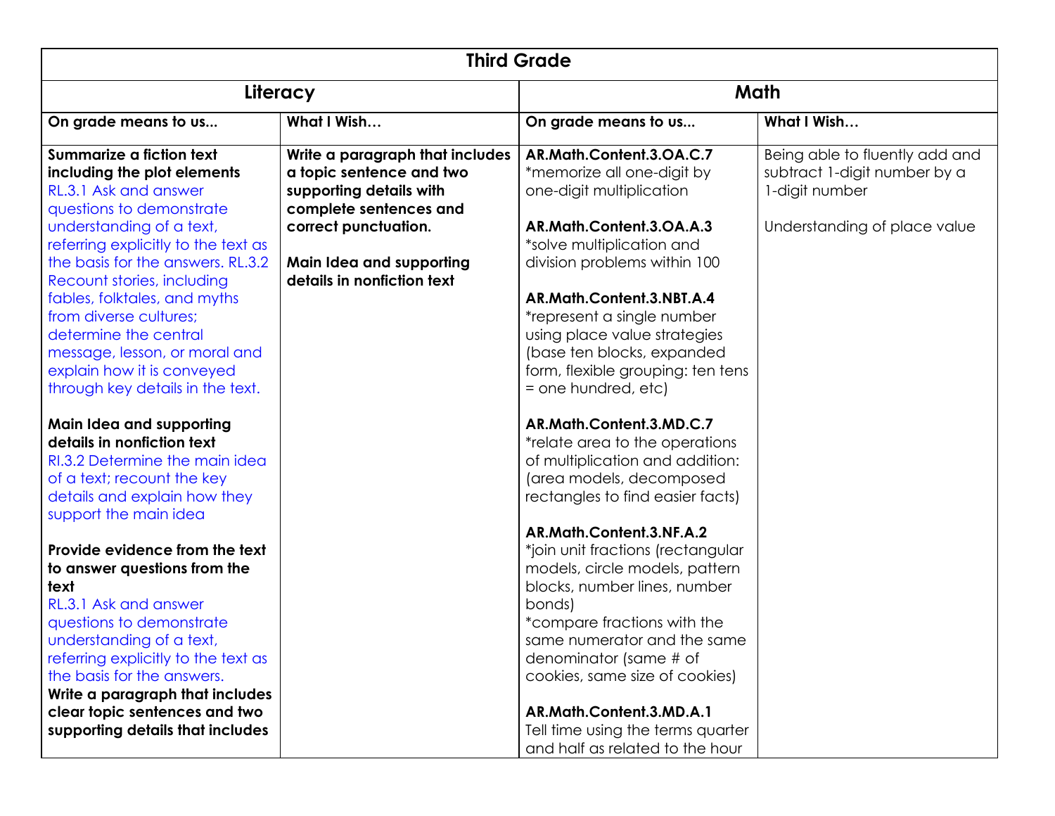| Third Grade | | | |
|---|---|---|---|
| **Literacy** | | **Math** | |
| **On grade means to us...** | **What I Wish…** | **On grade means to us...** | **What I Wish…** |
| **Summarize a fiction text including the plot elements** RL.3.1 Ask and answer questions to demonstrate understanding of a text, referring explicitly to the text as the basis for the answers. RL.3.2 Recount stories, including fables, folktales, and myths from diverse cultures; determine the central message, lesson, or moral and explain how it is conveyed through key details in the text.<br><br>**Main Idea and supporting details in nonfiction text** RI.3.2 Determine the main idea of a text; recount the key details and explain how they support the main idea<br><br>**Provide evidence from the text to answer questions from the text** RL.3.1 Ask and answer questions to demonstrate understanding of a text, referring explicitly to the text as the basis for the answers.<br>**Write a paragraph that includes clear topic sentences and two supporting details that includes** | **Write a paragraph that includes a topic sentence and two supporting details with complete sentences and correct punctuation.**<br><br>**Main Idea and supporting details in nonfiction text** | **AR.Math.Content.3.OA.C.7** *memorize all one-digit by one-digit multiplication<br><br>**AR.Math.Content.3.OA.A.3** *solve multiplication and division problems within 100<br><br>**AR.Math.Content.3.NBT.A.4** *represent a single number using place value strategies (base ten blocks, expanded form, flexible grouping: ten tens = one hundred, etc)<br><br>**AR.Math.Content.3.MD.C.7** *relate area to the operations of multiplication and addition: (area models, decomposed rectangles to find easier facts)<br><br>**AR.Math.Content.3.NF.A.2** *join unit fractions (rectangular models, circle models, pattern blocks, number lines, number bonds)<br>*compare fractions with the same numerator and the same denominator (same # of cookies, same size of cookies)<br><br>**AR.Math.Content.3.MD.A.1** Tell time using the terms quarter and half as related to the hour | Being able to fluently add and subtract 1-digit number by a 1-digit number<br><br>Understanding of place value |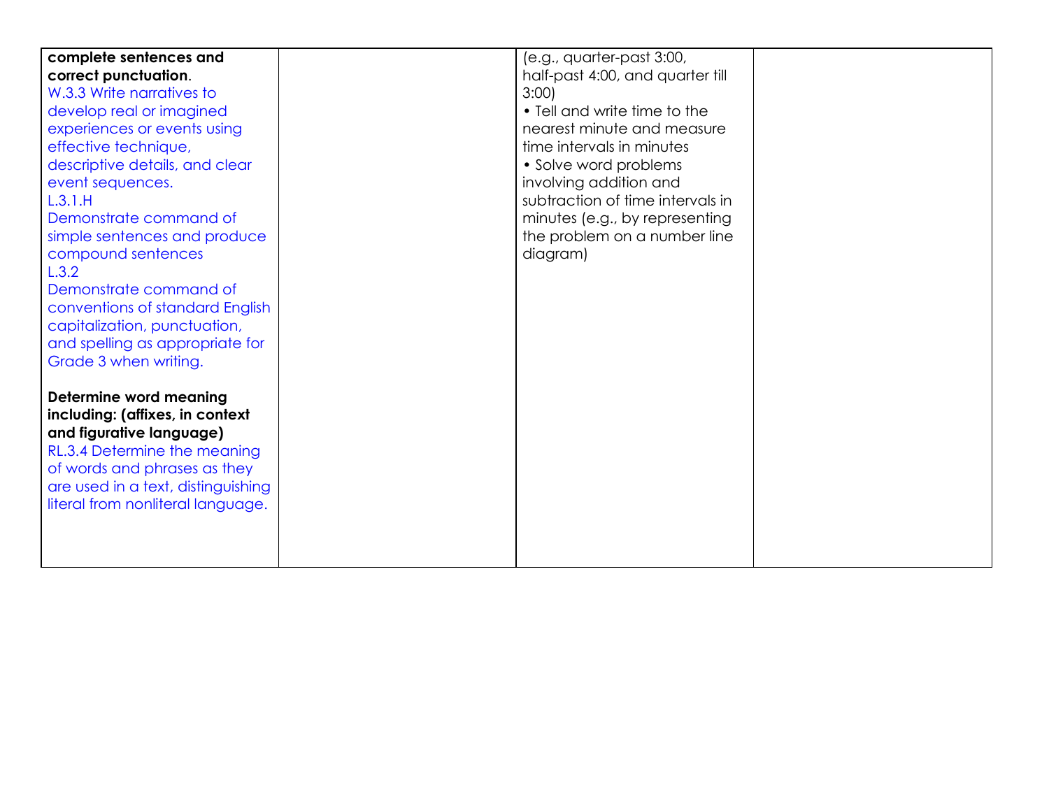| | | | |
|---|---|---|---|
| **complete sentences and correct punctuation**.<br>W.3.3 Write narratives to develop real or imagined experiences or events using effective technique, descriptive details, and clear event sequences.<br>L.3.1.H<br>Demonstrate command of simple sentences and produce compound sentences<br>L.3.2<br>Demonstrate command of conventions of standard English capitalization, punctuation, and spelling as appropriate for Grade 3 when writing.<br><br>**Determine word meaning including: (affixes, in context and figurative language)**<br>RL.3.4 Determine the meaning of words and phrases as they are used in a text, distinguishing literal from nonliteral language. | | (e.g., quarter-past 3:00, half-past 4:00, and quarter till 3:00)<br>• Tell and write time to the nearest minute and measure time intervals in minutes<br>• Solve word problems involving addition and subtraction of time intervals in minutes (e.g., by representing the problem on a number line diagram) | |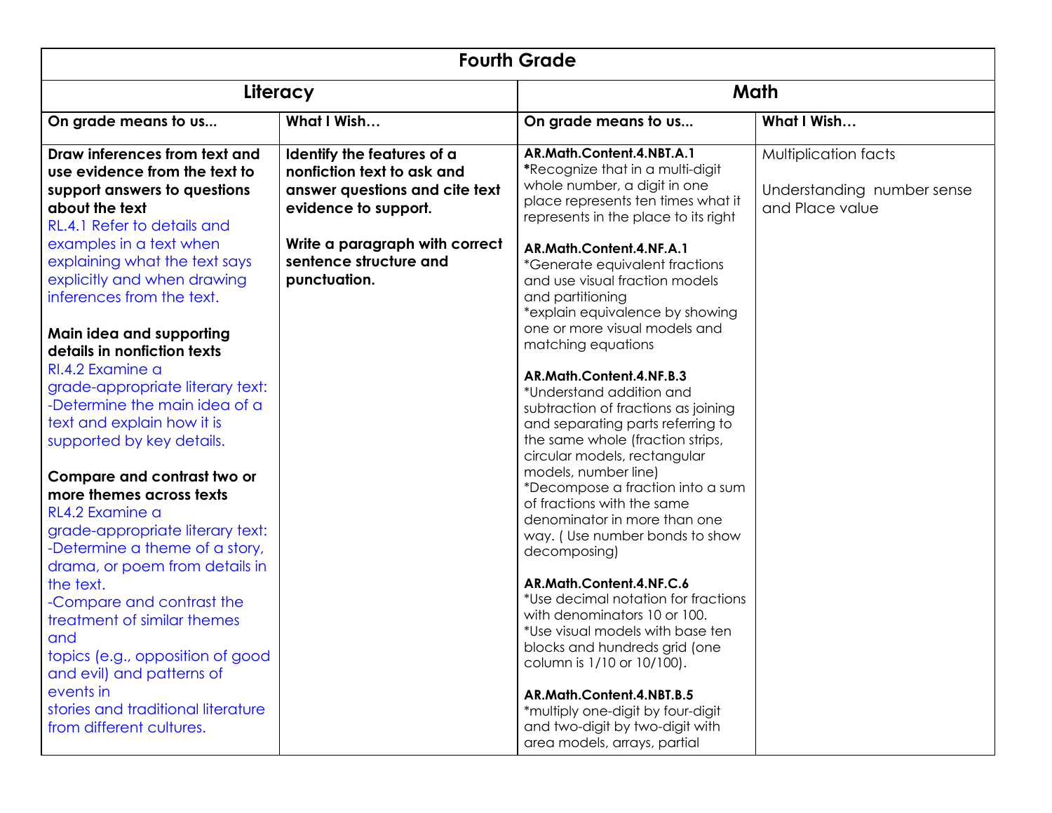| Fourth Grade | | | |
|---|---|---|---|
| **Literacy** | | **Math** | |
| **On grade means to us...** | **What I Wish…** | **On grade means to us...** | **What I Wish…** |
| **Draw inferences from text and use evidence from the text to support answers to questions about the text**<br>RL.4.1 Refer to details and examples in a text when explaining what the text says explicitly and when drawing inferences from the text.<br><br>**Main idea and supporting details in nonfiction texts**<br>RI.4.2 Examine a grade-appropriate literary text:<br>-Determine the main idea of a text and explain how it is supported by key details.<br><br>**Compare and contrast two or more themes across texts**<br>RL4.2 Examine a grade-appropriate literary text:<br>-Determine a theme of a story, drama, or poem from details in the text.<br>-Compare and contrast the treatment of similar themes and topics (e.g., opposition of good and evil) and patterns of events in stories and traditional literature from different cultures. | **Identify the features of a nonfiction text to ask and answer questions and cite text evidence to support.**<br><br>**Write a paragraph with correct sentence structure and punctuation.** | **AR.Math.Content.4.NBT.A.1**<br>*Recognize that in a multi-digit whole number, a digit in one place represents ten times what it represents in the place to its right<br><br>**AR.Math.Content.4.NF.A.1**<br>*Generate equivalent fractions and use visual fraction models and partitioning<br>*explain equivalence by showing one or more visual models and matching equations<br><br>**AR.Math.Content.4.NF.B.3**<br>*Understand addition and subtraction of fractions as joining and separating parts referring to the same whole (fraction strips, circular models, rectangular models, number line)<br>*Decompose a fraction into a sum of fractions with the same denominator in more than one way. ( Use number bonds to show decomposing)<br><br>**AR.Math.Content.4.NF.C.6**<br>*Use decimal notation for fractions with denominators 10 or 100.<br>*Use visual models with base ten blocks and hundreds grid (one column is 1/10 or 10/100).<br><br>**AR.Math.Content.4.NBT.B.5**<br>*multiply one-digit by four-digit and two-digit by two-digit with area models, arrays, partial | Multiplication facts<br><br>Understanding number sense and Place value |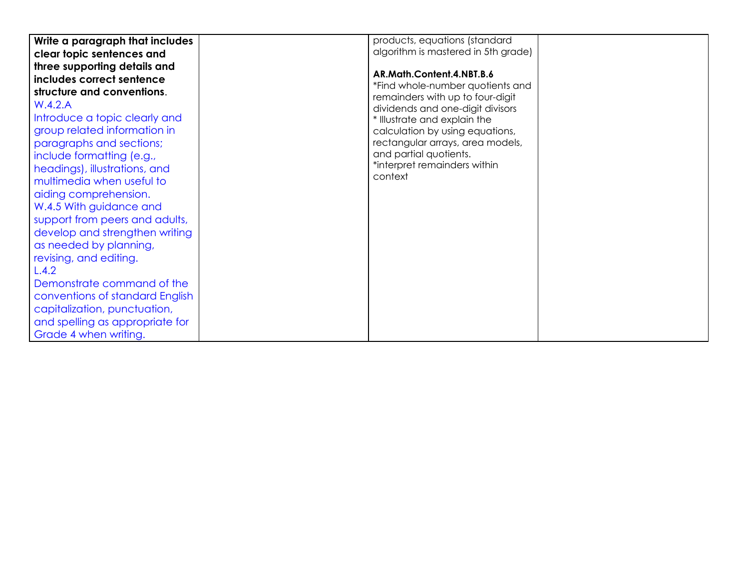| | | | |
|---|---|---|---|
| **Write a paragraph that includes clear topic sentences and three supporting details and includes correct sentence structure and conventions**.<br>W.4.2.A<br>Introduce a topic clearly and group related information in paragraphs and sections; include formatting (e.g., headings), illustrations, and multimedia when useful to aiding comprehension.<br>W.4.5 With guidance and support from peers and adults, develop and strengthen writing as needed by planning, revising, and editing.<br>L.4.2<br>Demonstrate command of the conventions of standard English capitalization, punctuation, and spelling as appropriate for Grade 4 when writing. | | products, equations (standard algorithm is mastered in 5th grade)<br><br>**AR.Math.Content.4.NBT.B.6**<br>*Find whole-number quotients and remainders with up to four-digit dividends and one-digit divisors<br>* Illustrate and explain the calculation by using equations, rectangular arrays, area models, and partial quotients.<br>*interpret remainders within context | |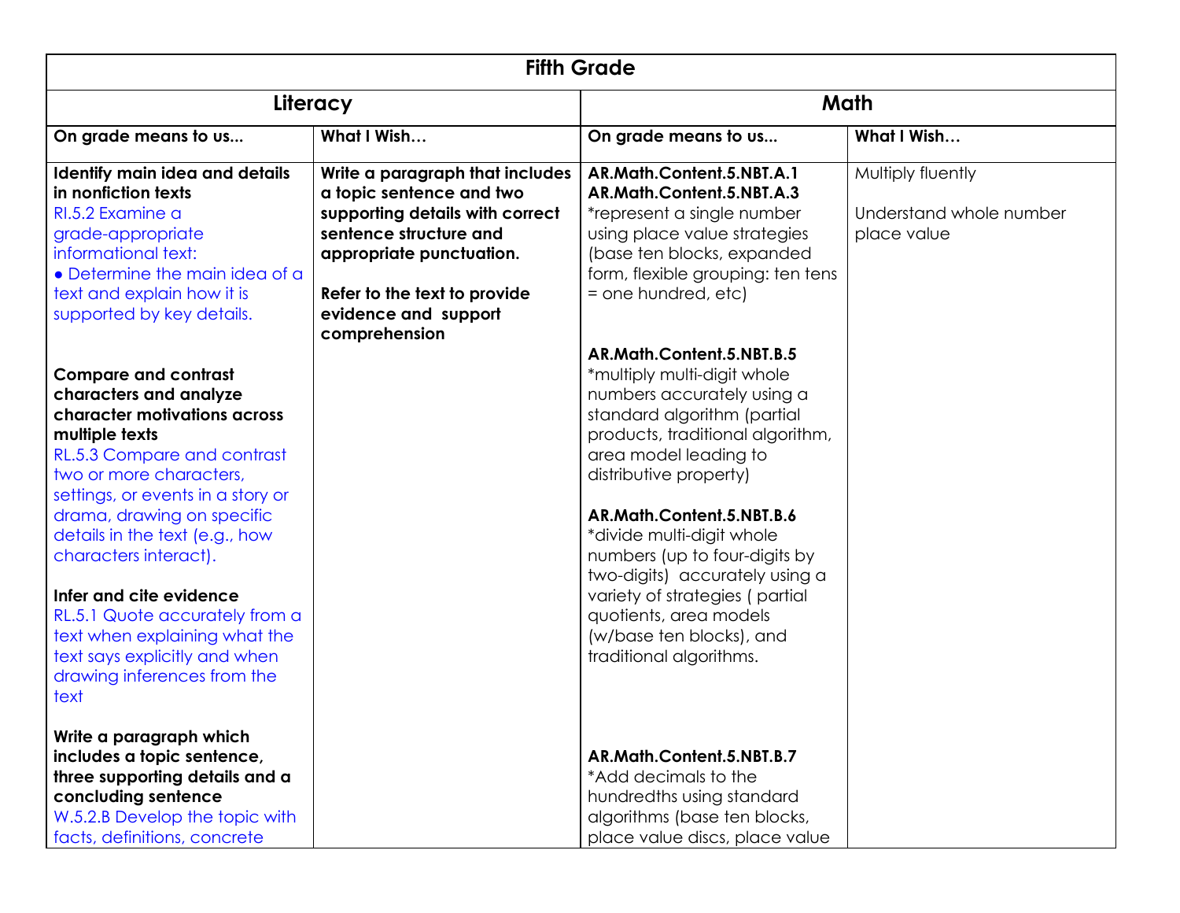| Fifth Grade | | | |
|---|---|---|---|
| **Literacy** | | **Math** | |
| **On grade means to us...** | **What I Wish…** | **On grade means to us...** | **What I Wish…** |
| **Identify main idea and details in nonfiction texts**<br>RI.5.2 Examine a grade-appropriate informational text:<br>● Determine the main idea of a text and explain how it is supported by key details.<br><br>**Compare and contrast characters and analyze character motivations across multiple texts**<br>RL.5.3 Compare and contrast two or more characters, settings, or events in a story or drama, drawing on specific details in the text (e.g., how characters interact).<br><br>**Infer and cite evidence**<br>RL.5.1 Quote accurately from a text when explaining what the text says explicitly and when drawing inferences from the text<br><br>**Write a paragraph which includes a topic sentence, three supporting details and a concluding sentence**<br>W.5.2.B Develop the topic with facts, definitions, concrete | **Write a paragraph that includes a topic sentence and two supporting details with correct sentence structure and appropriate punctuation.**<br><br>**Refer to the text to provide evidence and support comprehension** | **AR.Math.Content.5.NBT.A.1**<br>**AR.Math.Content.5.NBT.A.3**<br>*represent a single number using place value strategies (base ten blocks, expanded form, flexible grouping: ten tens = one hundred, etc)<br><br>**AR.Math.Content.5.NBT.B.5**<br>*multiply multi-digit whole numbers accurately using a standard algorithm (partial products, traditional algorithm, area model leading to distributive property)<br><br>**AR.Math.Content.5.NBT.B.6**<br>*divide multi-digit whole numbers (up to four-digits by two-digits) accurately using a variety of strategies ( partial quotients, area models (w/base ten blocks), and traditional algorithms.<br><br>**AR.Math.Content.5.NBT.B.7**<br>*Add decimals to the hundredths using standard algorithms (base ten blocks, place value discs, place value | Multiply fluently<br><br>Understand whole number place value |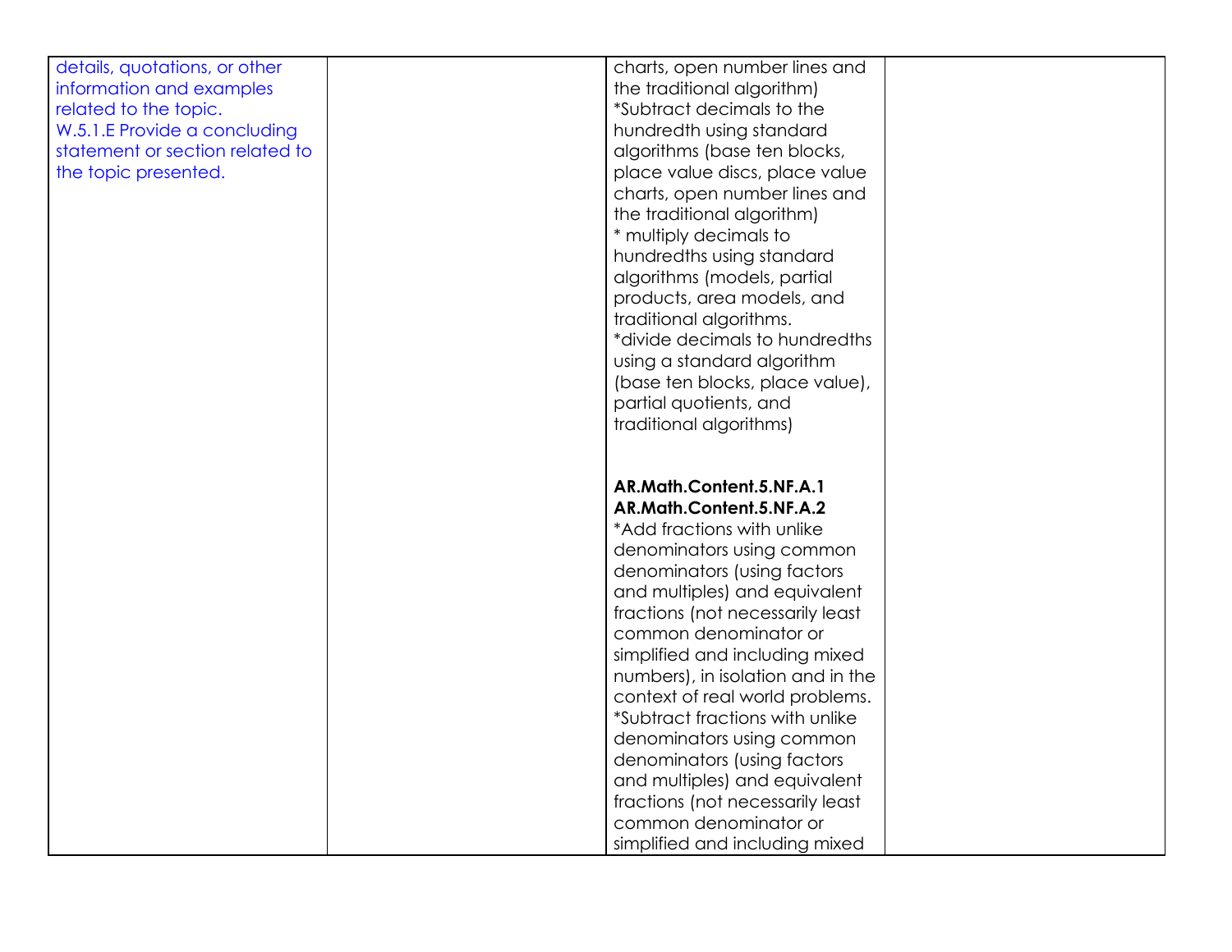| | | | |
|---|---|---|---|
| details, quotations, or other information and examples related to the topic.<br>W.5.1.E Provide a concluding statement or section related to the topic presented. | | charts, open number lines and the traditional algorithm)<br>*Subtract decimals to the hundredth using standard algorithms (base ten blocks, place value discs, place value charts, open number lines and the traditional algorithm)<br>* multiply decimals to hundredths using standard algorithms (models, partial products, area models, and traditional algorithms.<br>*divide decimals to hundredths using a standard algorithm (base ten blocks, place value), partial quotients, and traditional algorithms)<br><br>**AR.Math.Content.5.NF.A.1**<br>**AR.Math.Content.5.NF.A.2**<br>*Add fractions with unlike denominators using common denominators (using factors and multiples) and equivalent fractions (not necessarily least common denominator or simplified and including mixed numbers), in isolation and in the context of real world problems.<br>*Subtract fractions with unlike denominators using common denominators (using factors and multiples) and equivalent fractions (not necessarily least common denominator or simplified and including mixed | |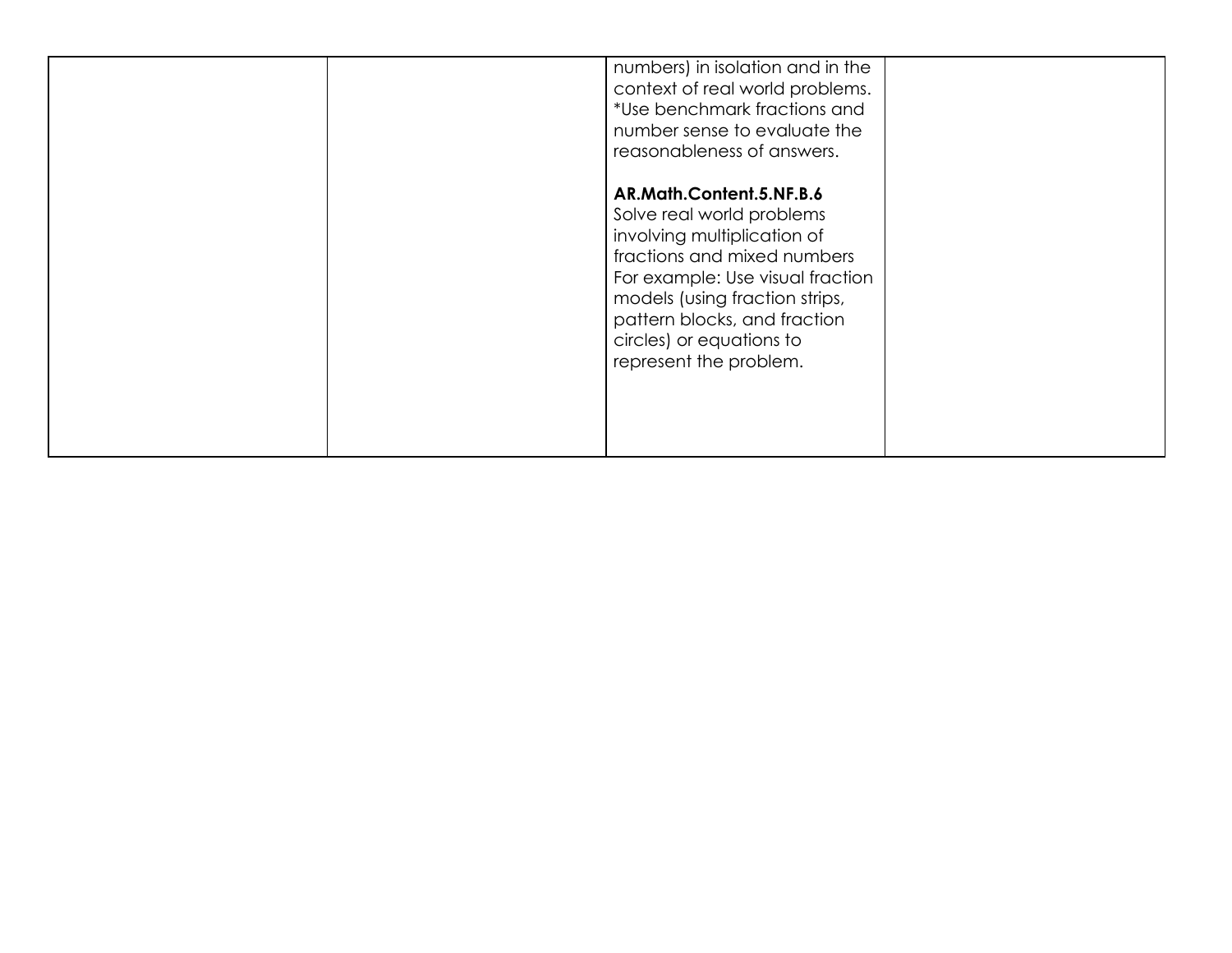|  |  |  |  |
|---|---|---|---|
|  |  | numbers) in isolation and in the context of real world problems.<br>*Use benchmark fractions and number sense to evaluate the reasonableness of answers.<br><br>**AR.Math.Content.5.NF.B.6**<br>Solve real world problems involving multiplication of fractions and mixed numbers For example: Use visual fraction models (using fraction strips, pattern blocks, and fraction circles) or equations to represent the problem. |  |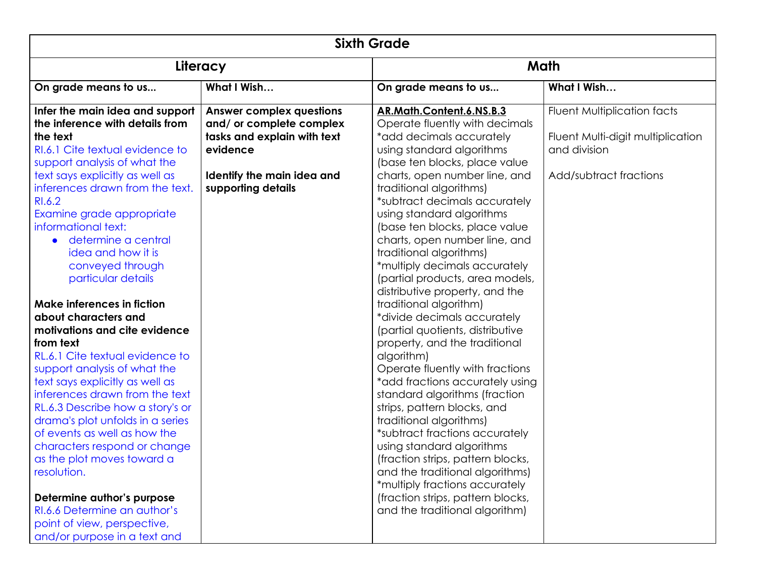| Sixth Grade | | | |
|---|---|---|---|
| **Literacy** | | **Math** | |
| **On grade means to us...** | **What I Wish…** | **On grade means to us...** | **What I Wish…** |
| **Infer the main idea and support the inference with details from the text**<br>RI.6.1 Cite textual evidence to support analysis of what the text says explicitly as well as inferences drawn from the text.<br>RI.6.2<br>Examine grade appropriate informational text:<br>• determine a central idea and how it is conveyed through particular details<br><br>**Make inferences in fiction about characters and motivations and cite evidence from text**<br>RL.6.1 Cite textual evidence to support analysis of what the text says explicitly as well as inferences drawn from the text<br>RL.6.3 Describe how a story's or drama's plot unfolds in a series of events as well as how the characters respond or change as the plot moves toward a resolution.<br><br>**Determine author's purpose**<br>RI.6.6 Determine an author's point of view, perspective, and/or purpose in a text and | **Answer complex questions and/ or complete complex tasks and explain with text evidence**<br><br>**Identify the main idea and supporting details** | **AR.Math.Content.6.NS.B.3**<br>Operate fluently with decimals<br>*add decimals accurately using standard algorithms (base ten blocks, place value charts, open number line, and traditional algorithms)<br>*subtract decimals accurately using standard algorithms (base ten blocks, place value charts, open number line, and traditional algorithms)<br>*multiply decimals accurately (partial products, area models, distributive property, and the traditional algorithm)<br>*divide decimals accurately (partial quotients, distributive property, and the traditional algorithm)<br>Operate fluently with fractions<br>*add fractions accurately using standard algorithms (fraction strips, pattern blocks, and traditional algorithms)<br>*subtract fractions accurately using standard algorithms (fraction strips, pattern blocks, and the traditional algorithms)<br>*multiply fractions accurately (fraction strips, pattern blocks, and the traditional algorithm) | Fluent Multiplication facts<br><br>Fluent Multi-digit multiplication and division<br><br>Add/subtract fractions |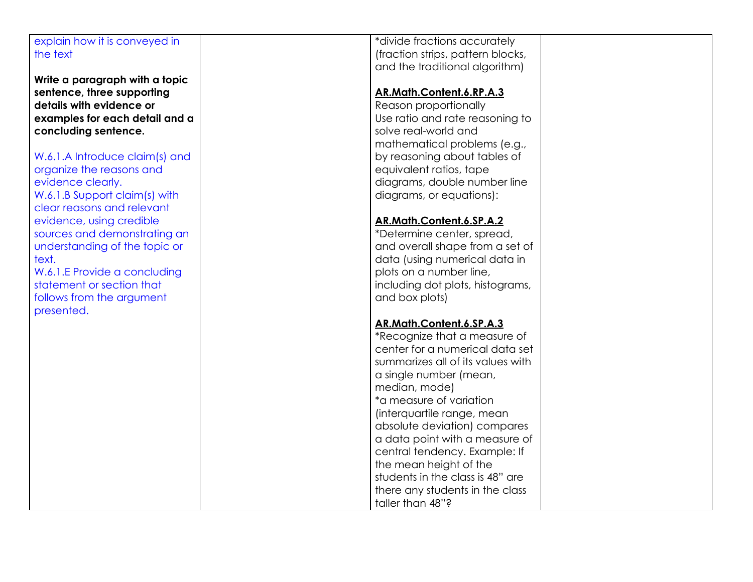| | | | |
|---|---|---|---|
| explain how it is conveyed in the text<br><br>**Write a paragraph with a topic sentence, three supporting details with evidence or examples for each detail and a concluding sentence.**<br><br>W.6.1.A Introduce claim(s) and organize the reasons and evidence clearly.<br>W.6.1.B Support claim(s) with clear reasons and relevant evidence, using credible sources and demonstrating an understanding of the topic or text.<br>W.6.1.E Provide a concluding statement or section that follows from the argument presented. | | *divide fractions accurately (fraction strips, pattern blocks, and the traditional algorithm)<br><br>**AR.Math.Content.6.RP.A.3**<br>Reason proportionally<br>Use ratio and rate reasoning to solve real-world and mathematical problems (e.g., by reasoning about tables of equivalent ratios, tape diagrams, double number line diagrams, or equations):<br><br>**AR.Math.Content.6.SP.A.2**<br>*Determine center, spread, and overall shape from a set of data (using numerical data in plots on a number line, including dot plots, histograms, and box plots)<br><br>**AR.Math.Content.6.SP.A.3**<br>*Recognize that a measure of center for a numerical data set summarizes all of its values with a single number (mean, median, mode)<br>*a measure of variation (interquartile range, mean absolute deviation) compares a data point with a measure of central tendency. Example: If the mean height of the students in the class is 48" are there any students in the class taller than 48"? | |